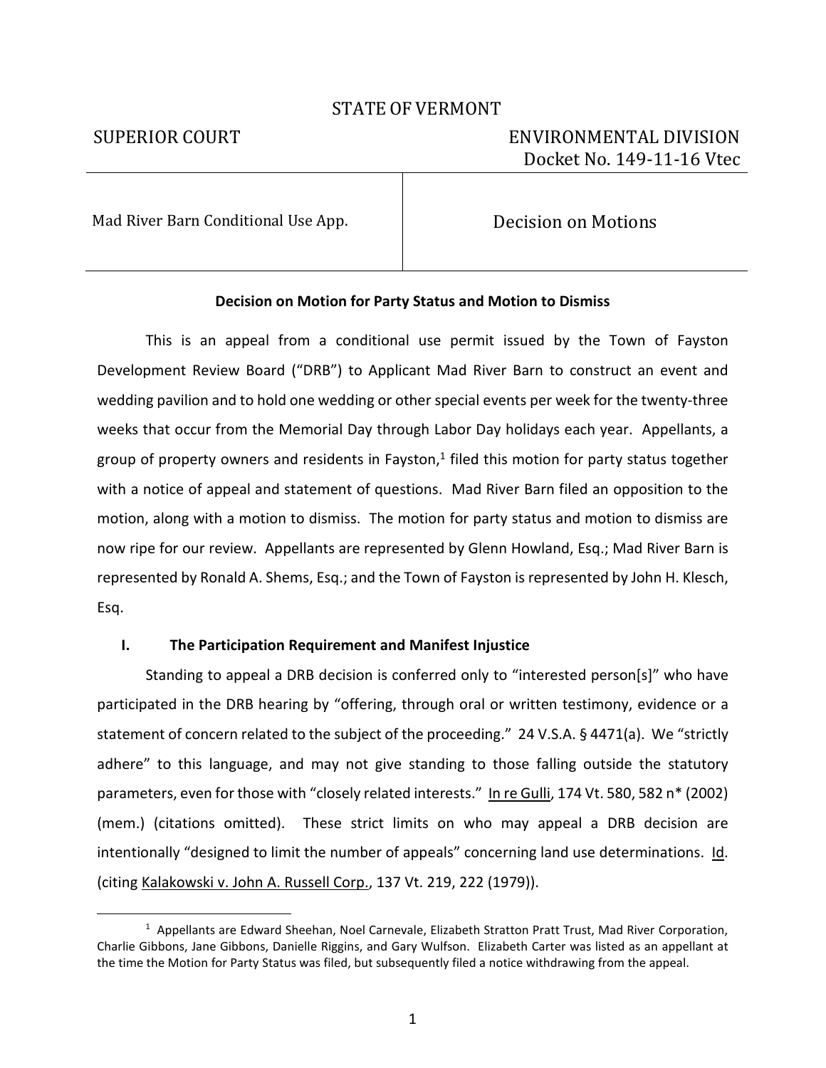STATE OF VERMONT

SUPERIOR COURT — ENVIRONMENTAL DIVISION

Docket No. 149-11-16 Vtec

| | |
|---|---|
| Mad River Barn Conditional Use App. | Decision on Motions |

**Decision on Motion for Party Status and Motion to Dismiss**

This is an appeal from a conditional use permit issued by the Town of Fayston Development Review Board ("DRB") to Applicant Mad River Barn to construct an event and wedding pavilion and to hold one wedding or other special events per week for the twenty-three weeks that occur from the Memorial Day through Labor Day holidays each year. Appellants, a group of property owners and residents in Fayston,[1] filed this motion for party status together with a notice of appeal and statement of questions. Mad River Barn filed an opposition to the motion, along with a motion to dismiss. The motion for party status and motion to dismiss are now ripe for our review. Appellants are represented by Glenn Howland, Esq.; Mad River Barn is represented by Ronald A. Shems, Esq.; and the Town of Fayston is represented by John H. Klesch, Esq.

## I. The Participation Requirement and Manifest Injustice

Standing to appeal a DRB decision is conferred only to "interested person[s]" who have participated in the DRB hearing by "offering, through oral or written testimony, evidence or a statement of concern related to the subject of the proceeding." 24 V.S.A. § 4471(a). We "strictly adhere" to this language, and may not give standing to those falling outside the statutory parameters, even for those with "closely related interests." In re Gulli, 174 Vt. 580, 582 n* (2002) (mem.) (citations omitted). These strict limits on who may appeal a DRB decision are intentionally "designed to limit the number of appeals" concerning land use determinations. Id. (citing Kalakowski v. John A. Russell Corp., 137 Vt. 219, 222 (1979)).

[1] Appellants are Edward Sheehan, Noel Carnevale, Elizabeth Stratton Pratt Trust, Mad River Corporation, Charlie Gibbons, Jane Gibbons, Danielle Riggins, and Gary Wulfson. Elizabeth Carter was listed as an appellant at the time the Motion for Party Status was filed, but subsequently filed a notice withdrawing from the appeal.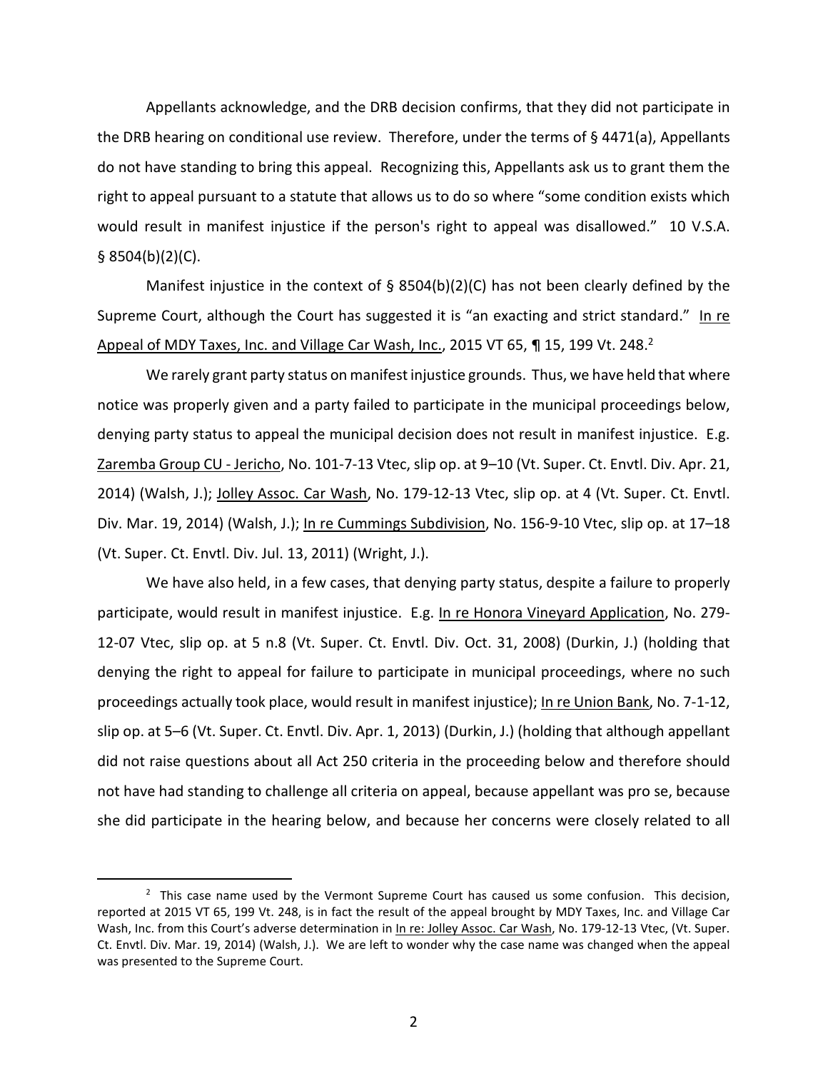Appellants acknowledge, and the DRB decision confirms, that they did not participate in the DRB hearing on conditional use review. Therefore, under the terms of § 4471(a), Appellants do not have standing to bring this appeal. Recognizing this, Appellants ask us to grant them the right to appeal pursuant to a statute that allows us to do so where "some condition exists which would result in manifest injustice if the person's right to appeal was disallowed." 10 V.S.A. § 8504(b)(2)(C).

Manifest injustice in the context of § 8504(b)(2)(C) has not been clearly defined by the Supreme Court, although the Court has suggested it is "an exacting and strict standard." In re Appeal of MDY Taxes, Inc. and Village Car Wash, Inc., 2015 VT 65, ¶ 15, 199 Vt. 248.[2]

We rarely grant party status on manifest injustice grounds. Thus, we have held that where notice was properly given and a party failed to participate in the municipal proceedings below, denying party status to appeal the municipal decision does not result in manifest injustice. E.g. Zaremba Group CU - Jericho, No. 101-7-13 Vtec, slip op. at 9–10 (Vt. Super. Ct. Envtl. Div. Apr. 21, 2014) (Walsh, J.); Jolley Assoc. Car Wash, No. 179-12-13 Vtec, slip op. at 4 (Vt. Super. Ct. Envtl. Div. Mar. 19, 2014) (Walsh, J.); In re Cummings Subdivision, No. 156-9-10 Vtec, slip op. at 17–18 (Vt. Super. Ct. Envtl. Div. Jul. 13, 2011) (Wright, J.).

We have also held, in a few cases, that denying party status, despite a failure to properly participate, would result in manifest injustice. E.g. In re Honora Vineyard Application, No. 279-12-07 Vtec, slip op. at 5 n.8 (Vt. Super. Ct. Envtl. Div. Oct. 31, 2008) (Durkin, J.) (holding that denying the right to appeal for failure to participate in municipal proceedings, where no such proceedings actually took place, would result in manifest injustice); In re Union Bank, No. 7-1-12, slip op. at 5–6 (Vt. Super. Ct. Envtl. Div. Apr. 1, 2013) (Durkin, J.) (holding that although appellant did not raise questions about all Act 250 criteria in the proceeding below and therefore should not have had standing to challenge all criteria on appeal, because appellant was pro se, because she did participate in the hearing below, and because her concerns were closely related to all

[2] This case name used by the Vermont Supreme Court has caused us some confusion. This decision, reported at 2015 VT 65, 199 Vt. 248, is in fact the result of the appeal brought by MDY Taxes, Inc. and Village Car Wash, Inc. from this Court's adverse determination in In re: Jolley Assoc. Car Wash, No. 179-12-13 Vtec, (Vt. Super. Ct. Envtl. Div. Mar. 19, 2014) (Walsh, J.). We are left to wonder why the case name was changed when the appeal was presented to the Supreme Court.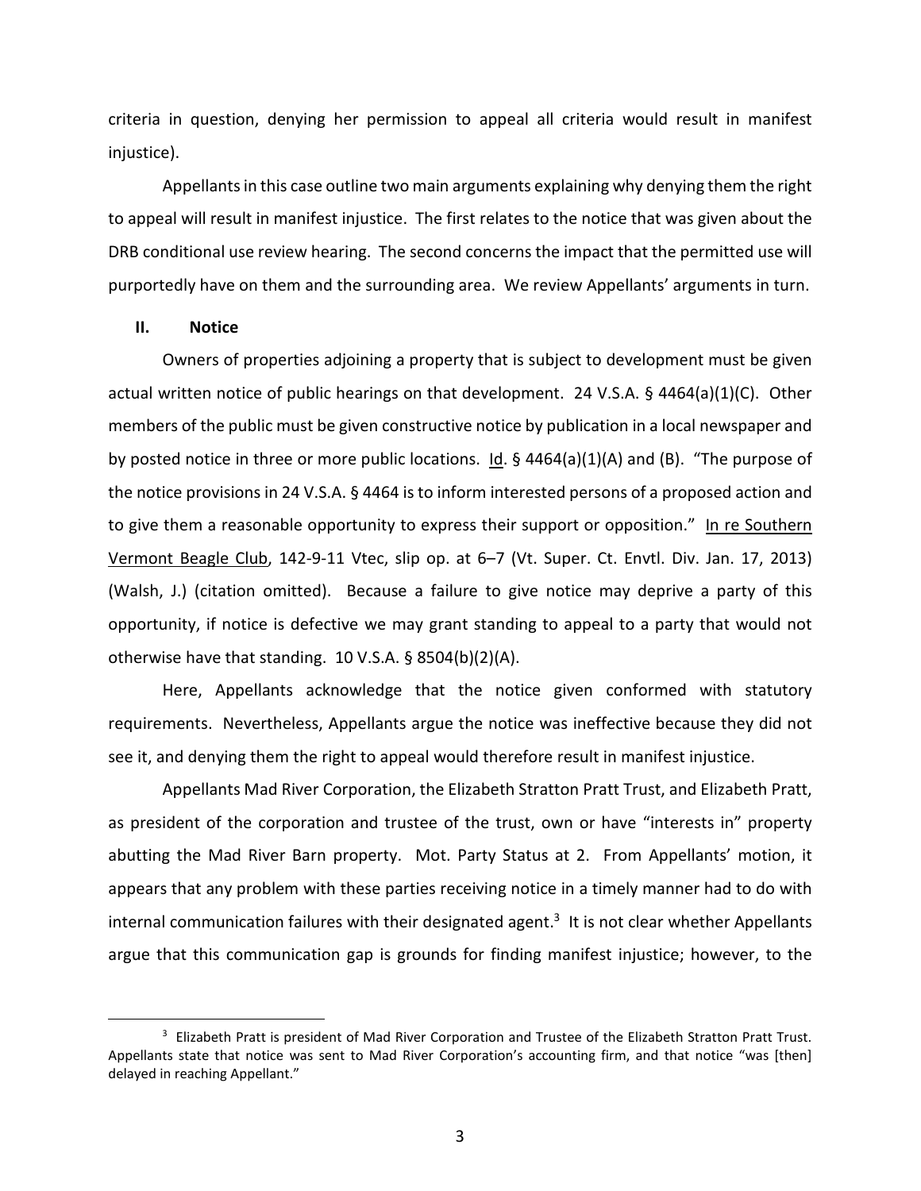criteria in question, denying her permission to appeal all criteria would result in manifest injustice).

Appellants in this case outline two main arguments explaining why denying them the right to appeal will result in manifest injustice. The first relates to the notice that was given about the DRB conditional use review hearing. The second concerns the impact that the permitted use will purportedly have on them and the surrounding area. We review Appellants' arguments in turn.

## II. Notice

Owners of properties adjoining a property that is subject to development must be given actual written notice of public hearings on that development. 24 V.S.A. § 4464(a)(1)(C). Other members of the public must be given constructive notice by publication in a local newspaper and by posted notice in three or more public locations. Id. § 4464(a)(1)(A) and (B). "The purpose of the notice provisions in 24 V.S.A. § 4464 is to inform interested persons of a proposed action and to give them a reasonable opportunity to express their support or opposition." In re Southern Vermont Beagle Club, 142-9-11 Vtec, slip op. at 6–7 (Vt. Super. Ct. Envtl. Div. Jan. 17, 2013) (Walsh, J.) (citation omitted). Because a failure to give notice may deprive a party of this opportunity, if notice is defective we may grant standing to appeal to a party that would not otherwise have that standing. 10 V.S.A. § 8504(b)(2)(A).

Here, Appellants acknowledge that the notice given conformed with statutory requirements. Nevertheless, Appellants argue the notice was ineffective because they did not see it, and denying them the right to appeal would therefore result in manifest injustice.

Appellants Mad River Corporation, the Elizabeth Stratton Pratt Trust, and Elizabeth Pratt, as president of the corporation and trustee of the trust, own or have "interests in" property abutting the Mad River Barn property. Mot. Party Status at 2. From Appellants' motion, it appears that any problem with these parties receiving notice in a timely manner had to do with internal communication failures with their designated agent.[3] It is not clear whether Appellants argue that this communication gap is grounds for finding manifest injustice; however, to the

[3] Elizabeth Pratt is president of Mad River Corporation and Trustee of the Elizabeth Stratton Pratt Trust. Appellants state that notice was sent to Mad River Corporation's accounting firm, and that notice "was [then] delayed in reaching Appellant."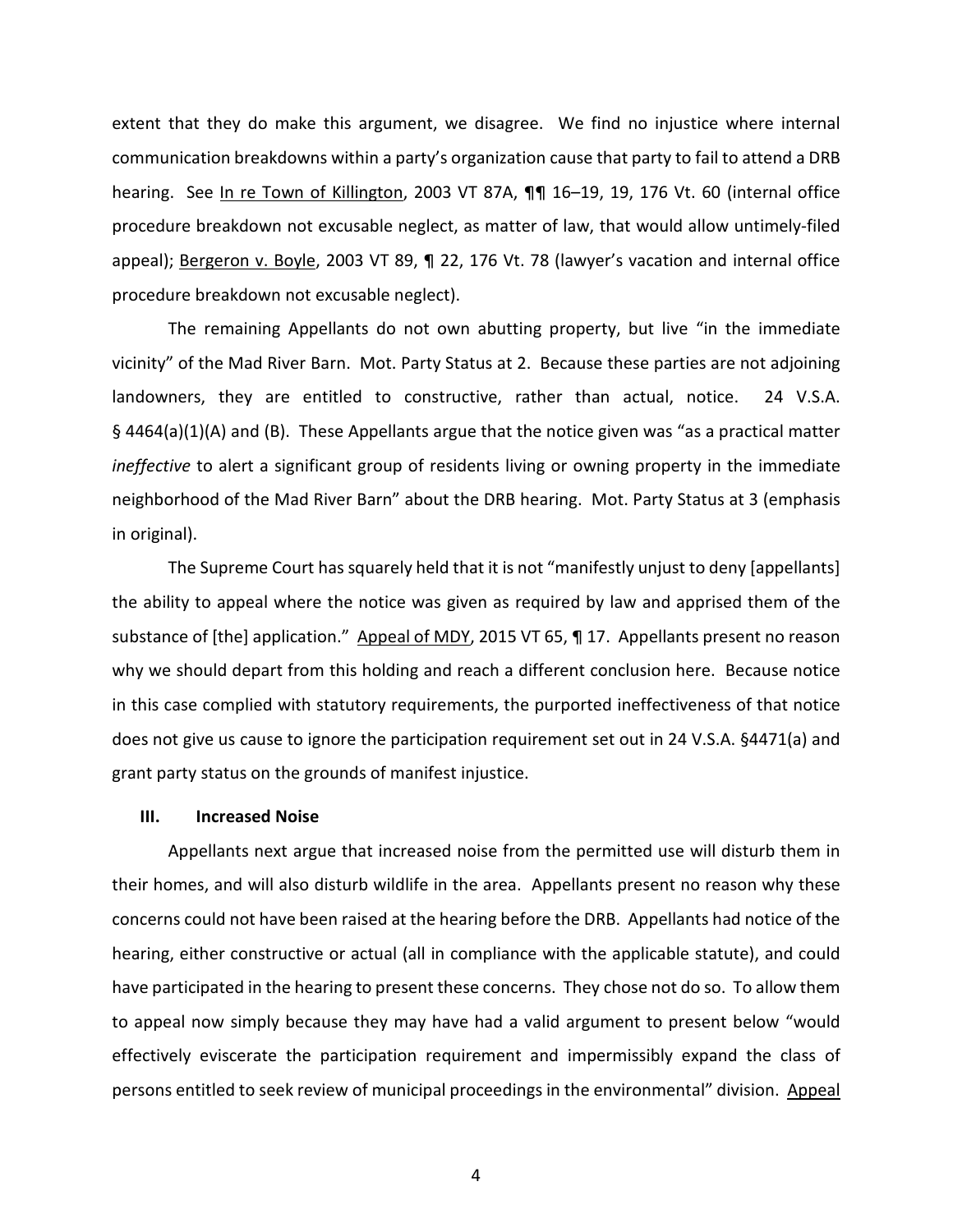extent that they do make this argument, we disagree. We find no injustice where internal communication breakdowns within a party's organization cause that party to fail to attend a DRB hearing. See In re Town of Killington, 2003 VT 87A, ¶¶ 16–19, 19, 176 Vt. 60 (internal office procedure breakdown not excusable neglect, as matter of law, that would allow untimely-filed appeal); Bergeron v. Boyle, 2003 VT 89, ¶ 22, 176 Vt. 78 (lawyer's vacation and internal office procedure breakdown not excusable neglect).

The remaining Appellants do not own abutting property, but live "in the immediate vicinity" of the Mad River Barn. Mot. Party Status at 2. Because these parties are not adjoining landowners, they are entitled to constructive, rather than actual, notice. 24 V.S.A. § 4464(a)(1)(A) and (B). These Appellants argue that the notice given was "as a practical matter *ineffective* to alert a significant group of residents living or owning property in the immediate neighborhood of the Mad River Barn" about the DRB hearing. Mot. Party Status at 3 (emphasis in original).

The Supreme Court has squarely held that it is not "manifestly unjust to deny [appellants] the ability to appeal where the notice was given as required by law and apprised them of the substance of [the] application." Appeal of MDY, 2015 VT 65, ¶ 17. Appellants present no reason why we should depart from this holding and reach a different conclusion here. Because notice in this case complied with statutory requirements, the purported ineffectiveness of that notice does not give us cause to ignore the participation requirement set out in 24 V.S.A. §4471(a) and grant party status on the grounds of manifest injustice.

### III. Increased Noise

Appellants next argue that increased noise from the permitted use will disturb them in their homes, and will also disturb wildlife in the area. Appellants present no reason why these concerns could not have been raised at the hearing before the DRB. Appellants had notice of the hearing, either constructive or actual (all in compliance with the applicable statute), and could have participated in the hearing to present these concerns. They chose not do so. To allow them to appeal now simply because they may have had a valid argument to present below "would effectively eviscerate the participation requirement and impermissibly expand the class of persons entitled to seek review of municipal proceedings in the environmental" division. Appeal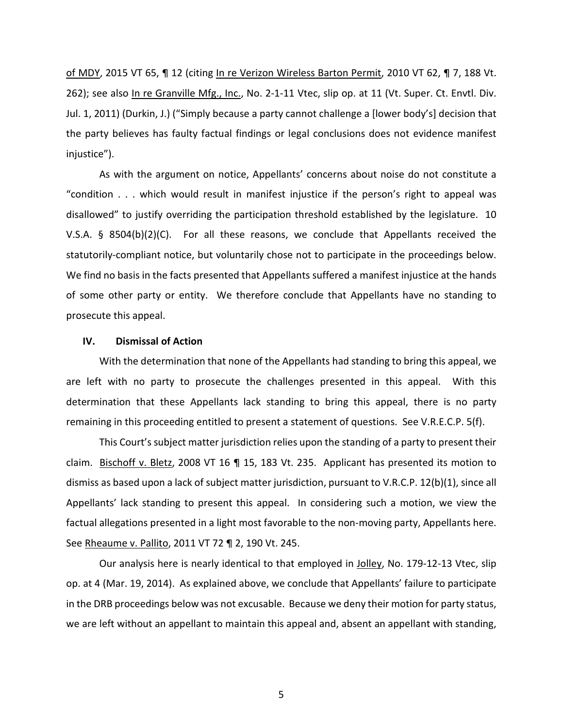of MDY, 2015 VT 65, ¶ 12 (citing In re Verizon Wireless Barton Permit, 2010 VT 62, ¶ 7, 188 Vt. 262); see also In re Granville Mfg., Inc., No. 2-1-11 Vtec, slip op. at 11 (Vt. Super. Ct. Envtl. Div. Jul. 1, 2011) (Durkin, J.) ("Simply because a party cannot challenge a [lower body's] decision that the party believes has faulty factual findings or legal conclusions does not evidence manifest injustice").

As with the argument on notice, Appellants' concerns about noise do not constitute a "condition . . . which would result in manifest injustice if the person's right to appeal was disallowed" to justify overriding the participation threshold established by the legislature. 10 V.S.A. § 8504(b)(2)(C). For all these reasons, we conclude that Appellants received the statutorily-compliant notice, but voluntarily chose not to participate in the proceedings below. We find no basis in the facts presented that Appellants suffered a manifest injustice at the hands of some other party or entity. We therefore conclude that Appellants have no standing to prosecute this appeal.

### IV. Dismissal of Action

With the determination that none of the Appellants had standing to bring this appeal, we are left with no party to prosecute the challenges presented in this appeal. With this determination that these Appellants lack standing to bring this appeal, there is no party remaining in this proceeding entitled to present a statement of questions. See V.R.E.C.P. 5(f).

This Court's subject matter jurisdiction relies upon the standing of a party to present their claim. Bischoff v. Bletz, 2008 VT 16 ¶ 15, 183 Vt. 235. Applicant has presented its motion to dismiss as based upon a lack of subject matter jurisdiction, pursuant to V.R.C.P. 12(b)(1), since all Appellants' lack standing to present this appeal. In considering such a motion, we view the factual allegations presented in a light most favorable to the non-moving party, Appellants here. See Rheaume v. Pallito, 2011 VT 72 ¶ 2, 190 Vt. 245.

Our analysis here is nearly identical to that employed in Jolley, No. 179-12-13 Vtec, slip op. at 4 (Mar. 19, 2014). As explained above, we conclude that Appellants' failure to participate in the DRB proceedings below was not excusable. Because we deny their motion for party status, we are left without an appellant to maintain this appeal and, absent an appellant with standing,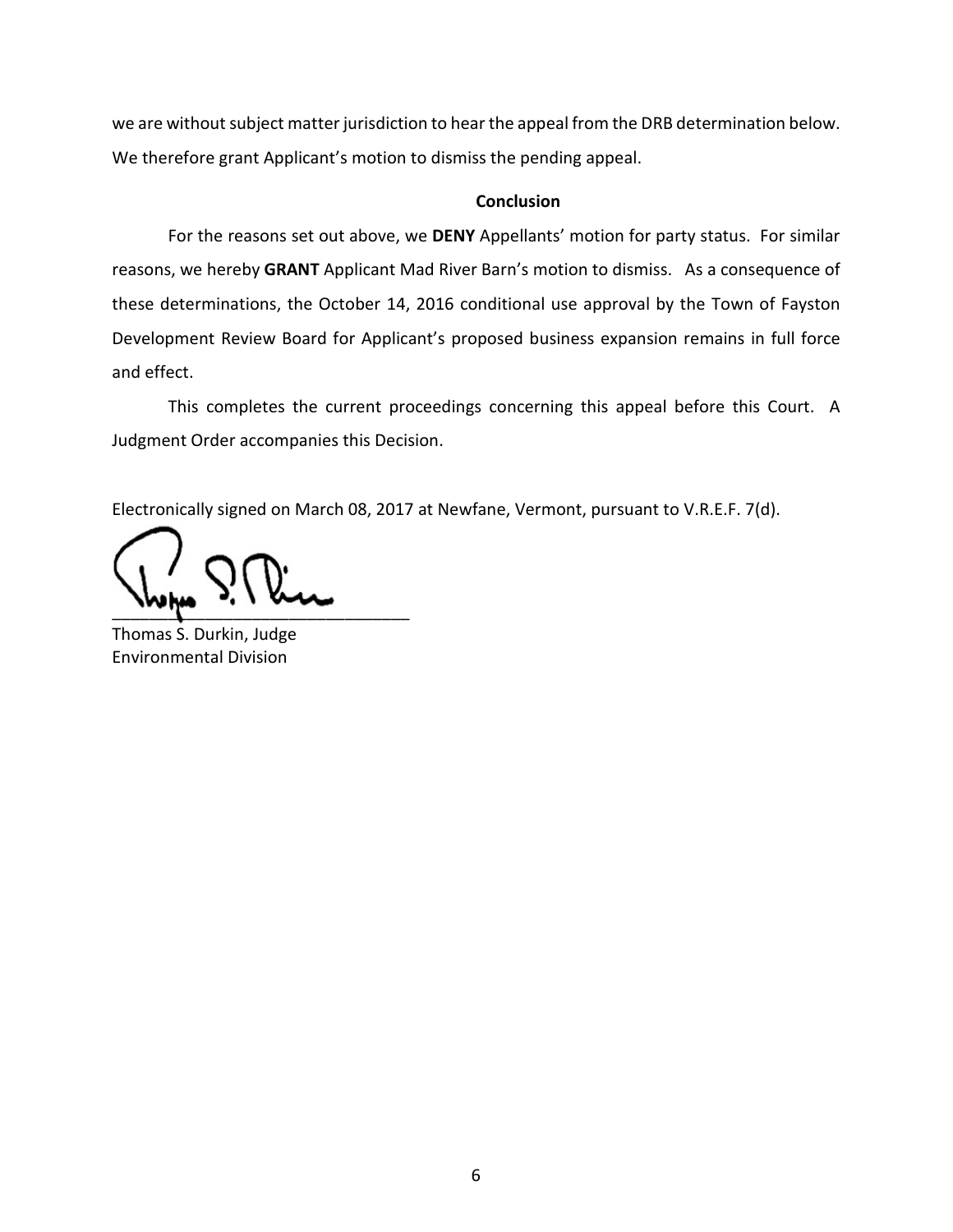we are without subject matter jurisdiction to hear the appeal from the DRB determination below. We therefore grant Applicant's motion to dismiss the pending appeal.

## Conclusion

For the reasons set out above, we **DENY** Appellants' motion for party status. For similar reasons, we hereby **GRANT** Applicant Mad River Barn's motion to dismiss. As a consequence of these determinations, the October 14, 2016 conditional use approval by the Town of Fayston Development Review Board for Applicant's proposed business expansion remains in full force and effect.

This completes the current proceedings concerning this appeal before this Court. A Judgment Order accompanies this Decision.

Electronically signed on March 08, 2017 at Newfane, Vermont, pursuant to V.R.E.F. 7(d).

_________________________________

Thomas S. Durkin, Judge
Environmental Division